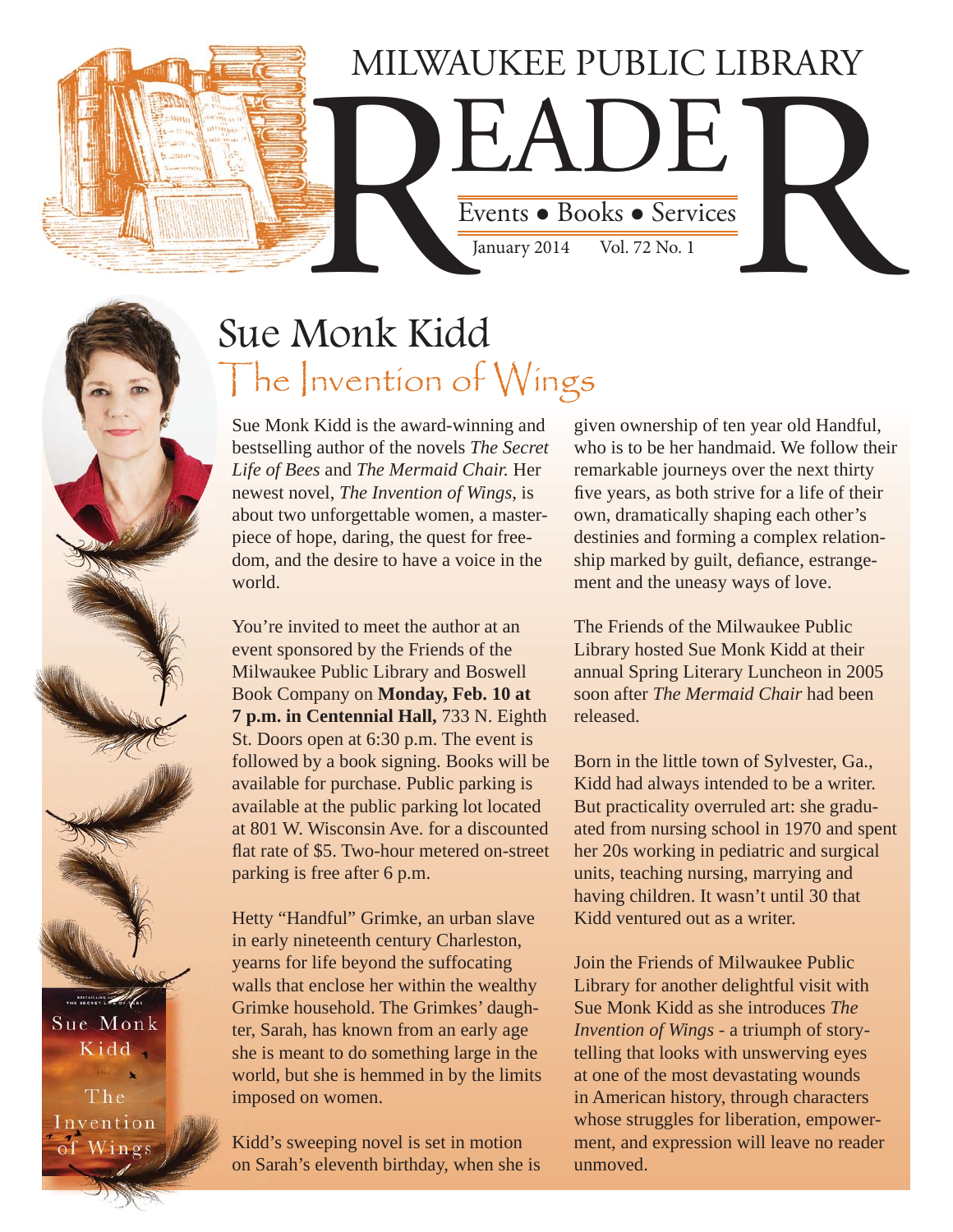# MILWAUKEE PUBLIC LIBRARY READER

Events • Books • Services

January 2014 Vol. 72 No. 1

## Sue Monk Kidd
### The Invention of Wings

Sue Monk Kidd is the award-winning and bestselling author of the novels *The Secret Life of Bees* and *The Mermaid Chair.* Her newest novel, *The Invention of Wings*, is about two unforgettable women, a masterpiece of hope, daring, the quest for freedom, and the desire to have a voice in the world.

You're invited to meet the author at an event sponsored by the Friends of the Milwaukee Public Library and Boswell Book Company on **Monday, Feb. 10 at 7 p.m. in Centennial Hall,** 733 N. Eighth St. Doors open at 6:30 p.m. The event is followed by a book signing. Books will be available for purchase. Public parking is available at the public parking lot located at 801 W. Wisconsin Ave. for a discounted flat rate of $5. Two-hour metered on-street parking is free after 6 p.m.

Hetty "Handful" Grimke, an urban slave in early nineteenth century Charleston, yearns for life beyond the suffocating walls that enclose her within the wealthy Grimke household. The Grimkes' daughter, Sarah, has known from an early age she is meant to do something large in the world, but she is hemmed in by the limits imposed on women.

Kidd's sweeping novel is set in motion on Sarah's eleventh birthday, when she is given ownership of ten year old Handful, who is to be her handmaid. We follow their remarkable journeys over the next thirty five years, as both strive for a life of their own, dramatically shaping each other's destinies and forming a complex relationship marked by guilt, defiance, estrangement and the uneasy ways of love.

The Friends of the Milwaukee Public Library hosted Sue Monk Kidd at their annual Spring Literary Luncheon in 2005 soon after *The Mermaid Chair* had been released.

Born in the little town of Sylvester, Ga., Kidd had always intended to be a writer. But practicality overruled art: she graduated from nursing school in 1970 and spent her 20s working in pediatric and surgical units, teaching nursing, marrying and having children. It wasn't until 30 that Kidd ventured out as a writer.

Join the Friends of Milwaukee Public Library for another delightful visit with Sue Monk Kidd as she introduces *The Invention of Wings* - a triumph of storytelling that looks with unswerving eyes at one of the most devastating wounds in American history, through characters whose struggles for liberation, empowerment, and expression will leave no reader unmoved.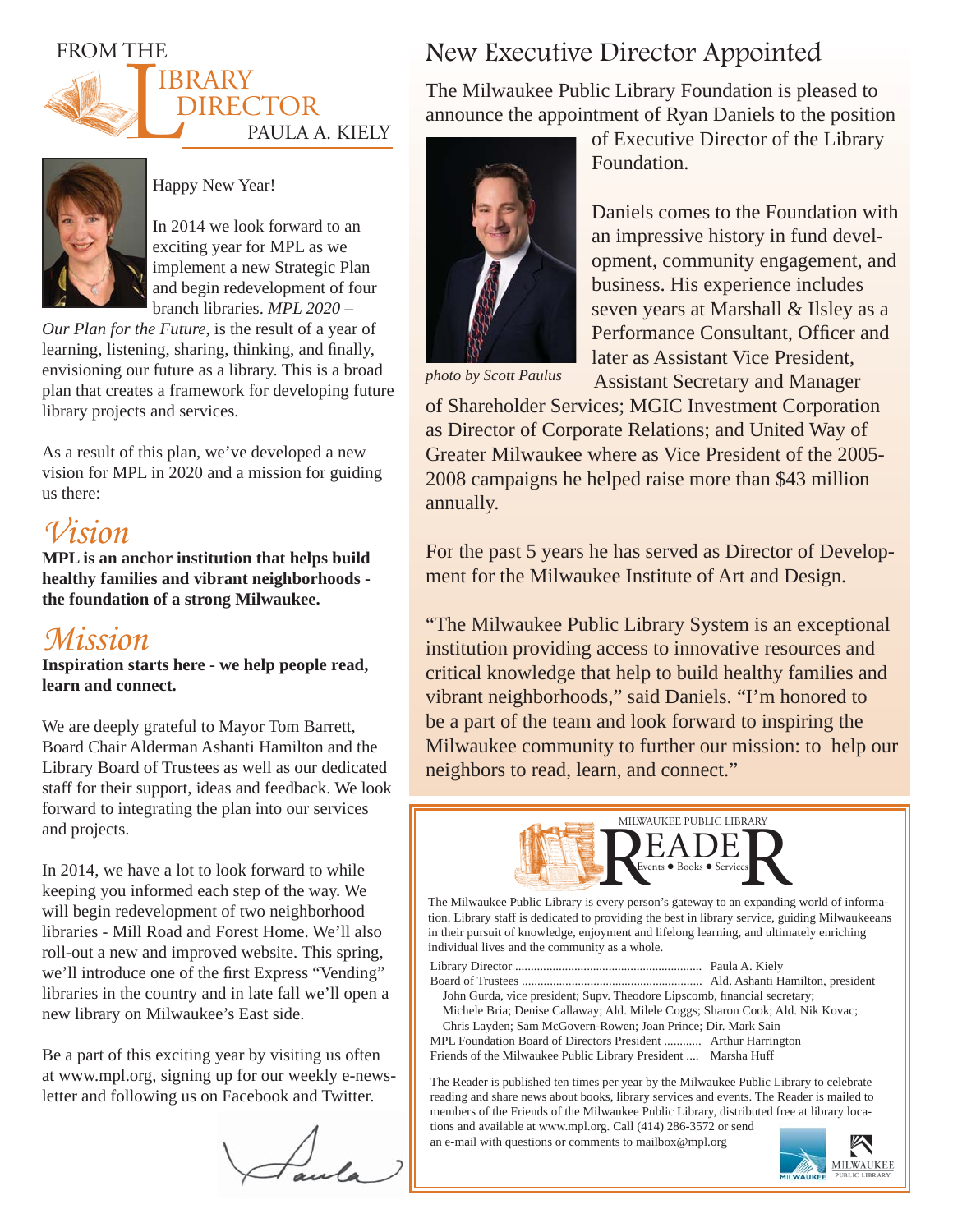# FROM THE LIBRARY DIRECTOR

## PAULA A. KIELY

Happy New Year!

In 2014 we look forward to an exciting year for MPL as we implement a new Strategic Plan and begin redevelopment of four branch libraries. *MPL 2020 – Our Plan for the Future*, is the result of a year of learning, listening, sharing, thinking, and finally, envisioning our future as a library. This is a broad plan that creates a framework for developing future library projects and services.

As a result of this plan, we've developed a new vision for MPL in 2020 and a mission for guiding us there:

## *Vision*

**MPL is an anchor institution that helps build healthy families and vibrant neighborhoods - the foundation of a strong Milwaukee.**

## *Mission*

**Inspiration starts here - we help people read, learn and connect.**

We are deeply grateful to Mayor Tom Barrett, Board Chair Alderman Ashanti Hamilton and the Library Board of Trustees as well as our dedicated staff for their support, ideas and feedback. We look forward to integrating the plan into our services and projects.

In 2014, we have a lot to look forward to while keeping you informed each step of the way. We will begin redevelopment of two neighborhood libraries - Mill Road and Forest Home. We'll also roll-out a new and improved website. This spring, we'll introduce one of the first Express "Vending" libraries in the country and in late fall we'll open a new library on Milwaukee's East side.

Be a part of this exciting year by visiting us often at www.mpl.org, signing up for our weekly e-newsletter and following us on Facebook and Twitter.

Paula

# New Executive Director Appointed

The Milwaukee Public Library Foundation is pleased to announce the appointment of Ryan Daniels to the position of Executive Director of the Library Foundation.

*photo by Scott Paulus*

Daniels comes to the Foundation with an impressive history in fund development, community engagement, and business. His experience includes seven years at Marshall & Ilsley as a Performance Consultant, Officer and later as Assistant Vice President, Assistant Secretary and Manager of Shareholder Services; MGIC Investment Corporation as Director of Corporate Relations; and United Way of Greater Milwaukee where as Vice President of the 2005-2008 campaigns he helped raise more than $43 million annually.

For the past 5 years he has served as Director of Development for the Milwaukee Institute of Art and Design.

"The Milwaukee Public Library System is an exceptional institution providing access to innovative resources and critical knowledge that help to build healthy families and vibrant neighborhoods," said Daniels. "I'm honored to be a part of the team and look forward to inspiring the Milwaukee community to further our mission: to help our neighbors to read, learn, and connect."

MILWAUKEE PUBLIC LIBRARY

READER

Events ● Books ● Services

The Milwaukee Public Library is every person's gateway to an expanding world of information. Library staff is dedicated to providing the best in library service, guiding Milwaukeeans in their pursuit of knowledge, enjoyment and lifelong learning, and ultimately enriching individual lives and the community as a whole.

Library Director .......................................................... Paula A. Kiely
Board of Trustees ......................................................... Ald. Ashanti Hamilton, president
John Gurda, vice president; Supv. Theodore Lipscomb, financial secretary;
Michele Bria; Denise Callaway; Ald. Milele Coggs; Sharon Cook; Ald. Nik Kovac;
Chris Layden; Sam McGovern-Rowen; Joan Prince; Dir. Mark Sain
MPL Foundation Board of Directors President ............ Arthur Harrington
Friends of the Milwaukee Public Library President .... Marsha Huff

The Reader is published ten times per year by the Milwaukee Public Library to celebrate reading and share news about books, library services and events. The Reader is mailed to members of the Friends of the Milwaukee Public Library, distributed free at library locations and available at www.mpl.org. Call (414) 286-3572 or send an e-mail with questions or comments to mailbox@mpl.org

MILWAUKEE PUBLIC LIBRARY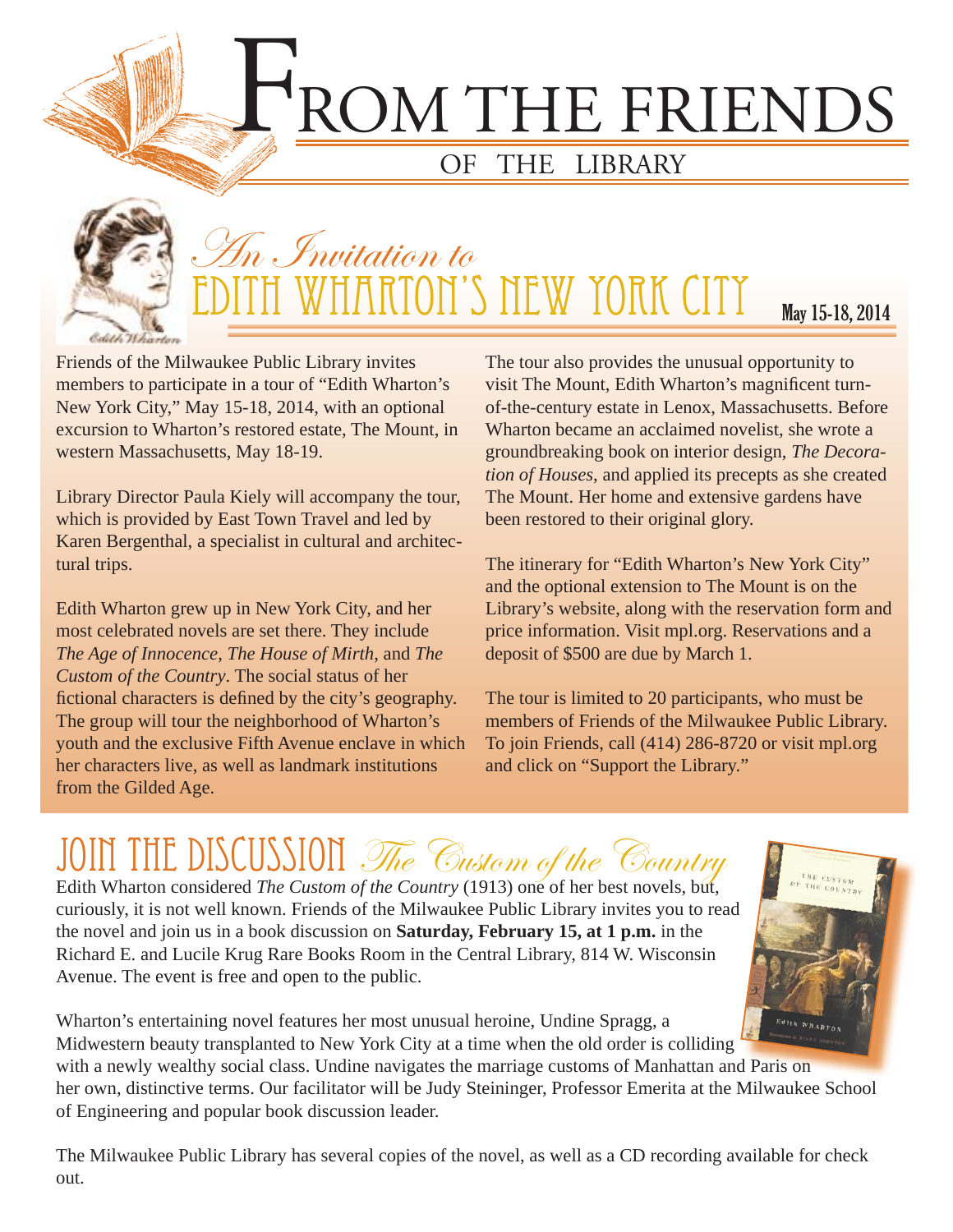# From the Friends

## of the Library

## An Invitation to Edith Wharton's New York City

**May 15-18, 2014**

Friends of the Milwaukee Public Library invites members to participate in a tour of "Edith Wharton's New York City," May 15-18, 2014, with an optional excursion to Wharton's restored estate, The Mount, in western Massachusetts, May 18-19.

Library Director Paula Kiely will accompany the tour, which is provided by East Town Travel and led by Karen Bergenthal, a specialist in cultural and architectural trips.

Edith Wharton grew up in New York City, and her most celebrated novels are set there. They include *The Age of Innocence*, *The House of Mirth*, and *The Custom of the Country*. The social status of her fictional characters is defined by the city's geography. The group will tour the neighborhood of Wharton's youth and the exclusive Fifth Avenue enclave in which her characters live, as well as landmark institutions from the Gilded Age.

The tour also provides the unusual opportunity to visit The Mount, Edith Wharton's magnificent turn-of-the-century estate in Lenox, Massachusetts. Before Wharton became an acclaimed novelist, she wrote a groundbreaking book on interior design, *The Decoration of Houses*, and applied its precepts as she created The Mount. Her home and extensive gardens have been restored to their original glory.

The itinerary for "Edith Wharton's New York City" and the optional extension to The Mount is on the Library's website, along with the reservation form and price information. Visit mpl.org. Reservations and a deposit of $500 are due by March 1.

The tour is limited to 20 participants, who must be members of Friends of the Milwaukee Public Library. To join Friends, call (414) 286-8720 or visit mpl.org and click on "Support the Library."

## Join the Discussion *The Custom of the Country*

Edith Wharton considered *The Custom of the Country* (1913) one of her best novels, but, curiously, it is not well known. Friends of the Milwaukee Public Library invites you to read the novel and join us in a book discussion on **Saturday, February 15, at 1 p.m.** in the Richard E. and Lucile Krug Rare Books Room in the Central Library, 814 W. Wisconsin Avenue. The event is free and open to the public.

Wharton's entertaining novel features her most unusual heroine, Undine Spragg, a Midwestern beauty transplanted to New York City at a time when the old order is colliding with a newly wealthy social class. Undine navigates the marriage customs of Manhattan and Paris on her own, distinctive terms. Our facilitator will be Judy Steininger, Professor Emerita at the Milwaukee School of Engineering and popular book discussion leader.

The Milwaukee Public Library has several copies of the novel, as well as a CD recording available for check out.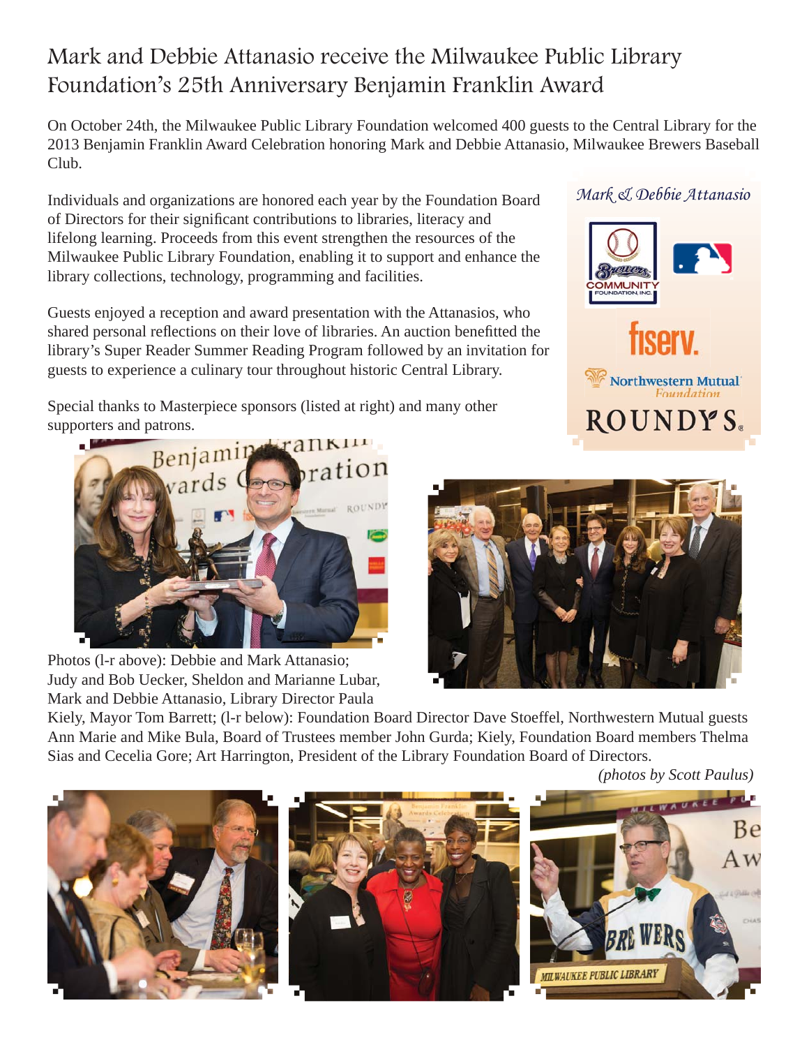# Mark and Debbie Attanasio receive the Milwaukee Public Library Foundation's 25th Anniversary Benjamin Franklin Award

On October 24th, the Milwaukee Public Library Foundation welcomed 400 guests to the Central Library for the 2013 Benjamin Franklin Award Celebration honoring Mark and Debbie Attanasio, Milwaukee Brewers Baseball Club.

Individuals and organizations are honored each year by the Foundation Board of Directors for their significant contributions to libraries, literacy and lifelong learning. Proceeds from this event strengthen the resources of the Milwaukee Public Library Foundation, enabling it to support and enhance the library collections, technology, programming and facilities.

Guests enjoyed a reception and award presentation with the Attanasios, who shared personal reflections on their love of libraries. An auction benefitted the library's Super Reader Summer Reading Program followed by an invitation for guests to experience a culinary tour throughout historic Central Library.

Special thanks to Masterpiece sponsors (listed at right) and many other supporters and patrons.

*Mark & Debbie Attanasio*

Brewers Community Foundation, Inc.
MLB
fiserv.
Northwestern Mutual Foundation
ROUNDY'S

Photos (l-r above): Debbie and Mark Attanasio; Judy and Bob Uecker, Sheldon and Marianne Lubar, Mark and Debbie Attanasio, Library Director Paula Kiely, Mayor Tom Barrett; (l-r below): Foundation Board Director Dave Stoeffel, Northwestern Mutual guests Ann Marie and Mike Bula, Board of Trustees member John Gurda; Kiely, Foundation Board members Thelma Sias and Cecelia Gore; Art Harrington, President of the Library Foundation Board of Directors.

*(photos by Scott Paulus)*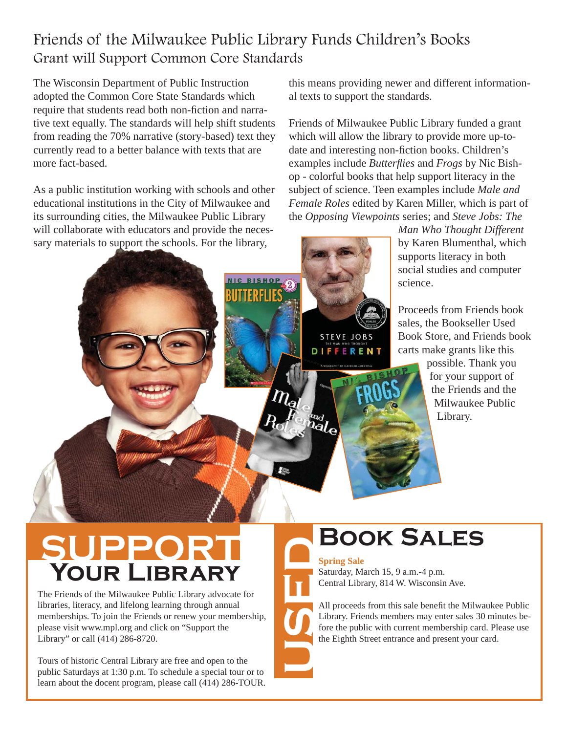# Friends of the Milwaukee Public Library Funds Children's Books

## Grant will Support Common Core Standards

The Wisconsin Department of Public Instruction adopted the Common Core State Standards which require that students read both non-fiction and narrative text equally. The standards will help shift students from reading the 70% narrative (story-based) text they currently read to a better balance with texts that are more fact-based.

As a public institution working with schools and other educational institutions in the City of Milwaukee and its surrounding cities, the Milwaukee Public Library will collaborate with educators and provide the necessary materials to support the schools. For the library, this means providing newer and different informational texts to support the standards.

Friends of Milwaukee Public Library funded a grant which will allow the library to provide more up-to-date and interesting non-fiction books. Children's examples include *Butterflies* and *Frogs* by Nic Bishop - colorful books that help support literacy in the subject of science. Teen examples include *Male and Female Roles* edited by Karen Miller, which is part of the *Opposing Viewpoints* series; and *Steve Jobs: The Man Who Thought Different* by Karen Blumenthal, which supports literacy in both social studies and computer science.

Proceeds from Friends book sales, the Bookseller Used Book Store, and Friends book carts make grants like this possible. Thank you for your support of the Friends and the Milwaukee Public Library.

# SUPPORT Your Library

The Friends of the Milwaukee Public Library advocate for libraries, literacy, and lifelong learning through annual memberships. To join the Friends or renew your membership, please visit www.mpl.org and click on "Support the Library" or call (414) 286-8720.

Tours of historic Central Library are free and open to the public Saturdays at 1:30 p.m. To schedule a special tour or to learn about the docent program, please call (414) 286-TOUR.

# USED Book Sales

**Spring Sale**
Saturday, March 15, 9 a.m.-4 p.m.
Central Library, 814 W. Wisconsin Ave.

All proceeds from this sale benefit the Milwaukee Public Library. Friends members may enter sales 30 minutes before the public with current membership card. Please use the Eighth Street entrance and present your card.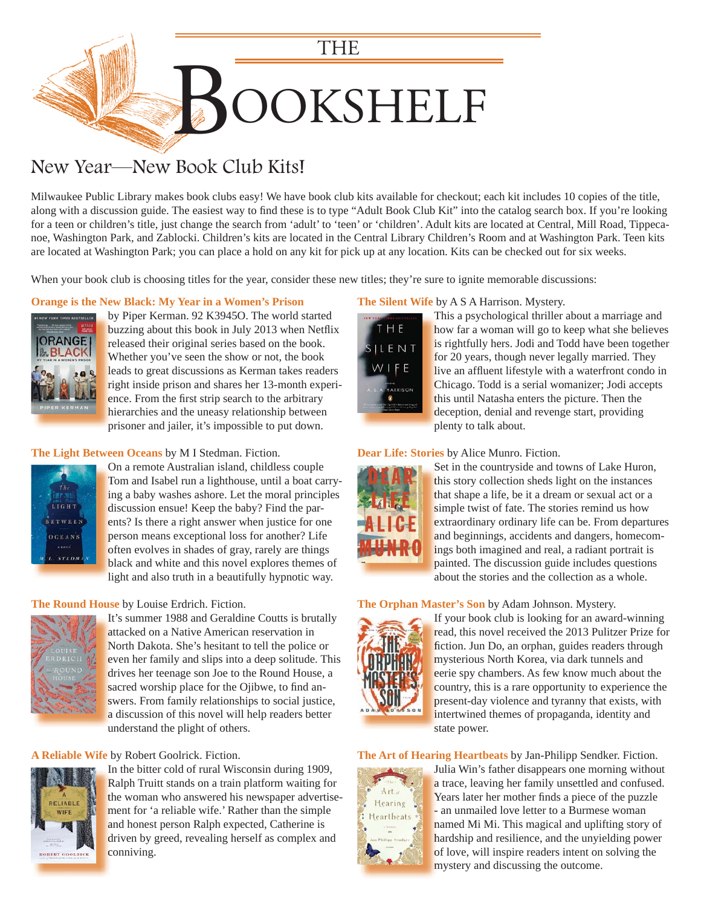# THE BOOKSHELF

## New Year—New Book Club Kits!

Milwaukee Public Library makes book clubs easy! We have book club kits available for checkout; each kit includes 10 copies of the title, along with a discussion guide. The easiest way to find these is to type "Adult Book Club Kit" into the catalog search box. If you're looking for a teen or children's title, just change the search from 'adult' to 'teen' or 'children'. Adult kits are located at Central, Mill Road, Tippecanoe, Washington Park, and Zablocki. Children's kits are located in the Central Library Children's Room and at Washington Park. Teen kits are located at Washington Park; you can place a hold on any kit for pick up at any location. Kits can be checked out for six weeks.

When your book club is choosing titles for the year, consider these new titles; they're sure to ignite memorable discussions:

**Orange is the New Black: My Year in a Women's Prison** by Piper Kerman. 92 K3945O. The world started buzzing about this book in July 2013 when Netflix released their original series based on the book. Whether you've seen the show or not, the book leads to great discussions as Kerman takes readers right inside prison and shares her 13-month experience. From the first strip search to the arbitrary hierarchies and the uneasy relationship between prisoner and jailer, it's impossible to put down.

**The Light Between Oceans** by M I Stedman. Fiction. On a remote Australian island, childless couple Tom and Isabel run a lighthouse, until a boat carrying a baby washes ashore. Let the moral principles discussion ensue! Keep the baby? Find the parents? Is there a right answer when justice for one person means exceptional loss for another? Life often evolves in shades of gray, rarely are things black and white and this novel explores themes of light and also truth in a beautifully hypnotic way.

**The Round House** by Louise Erdrich. Fiction. It's summer 1988 and Geraldine Coutts is brutally attacked on a Native American reservation in North Dakota. She's hesitant to tell the police or even her family and slips into a deep solitude. This drives her teenage son Joe to the Round House, a sacred worship place for the Ojibwe, to find answers. From family relationships to social justice, a discussion of this novel will help readers better understand the plight of others.

**A Reliable Wife** by Robert Goolrick. Fiction. In the bitter cold of rural Wisconsin during 1909, Ralph Truitt stands on a train platform waiting for the woman who answered his newspaper advertisement for 'a reliable wife.' Rather than the simple and honest person Ralph expected, Catherine is driven by greed, revealing herself as complex and conniving.

**The Silent Wife** by A S A Harrison. Mystery. This a psychological thriller about a marriage and how far a woman will go to keep what she believes is rightfully hers. Jodi and Todd have been together for 20 years, though never legally married. They live an affluent lifestyle with a waterfront condo in Chicago. Todd is a serial womanizer; Jodi accepts this until Natasha enters the picture. Then the deception, denial and revenge start, providing plenty to talk about.

**Dear Life: Stories** by Alice Munro. Fiction. Set in the countryside and towns of Lake Huron, this story collection sheds light on the instances that shape a life, be it a dream or sexual act or a simple twist of fate. The stories remind us how extraordinary ordinary life can be. From departures and beginnings, accidents and dangers, homecomings both imagined and real, a radiant portrait is painted. The discussion guide includes questions about the stories and the collection as a whole.

**The Orphan Master's Son** by Adam Johnson. Mystery. If your book club is looking for an award-winning read, this novel recently received the 2013 Pulitzer Prize for fiction. Jun Do, an orphan, guides readers through mysterious North Korea, via dark tunnels and eerie spy chambers. As few know much about the country, this is a rare opportunity to experience the present-day violence and tyranny that exists, with intertwined themes of propaganda, identity and state power.

**The Art of Hearing Heartbeats** by Jan-Philipp Sendker. Fiction. Julia Win's father disappears one morning without a trace, leaving her family unsettled and confused. Years later her mother finds a piece of the puzzle - an unmailed love letter to a Burmese woman named Mi Mi. This magical and uplifting story of hardship and resilience, and the unyielding power of love, will inspire readers intent on solving the mystery and discussing the outcome.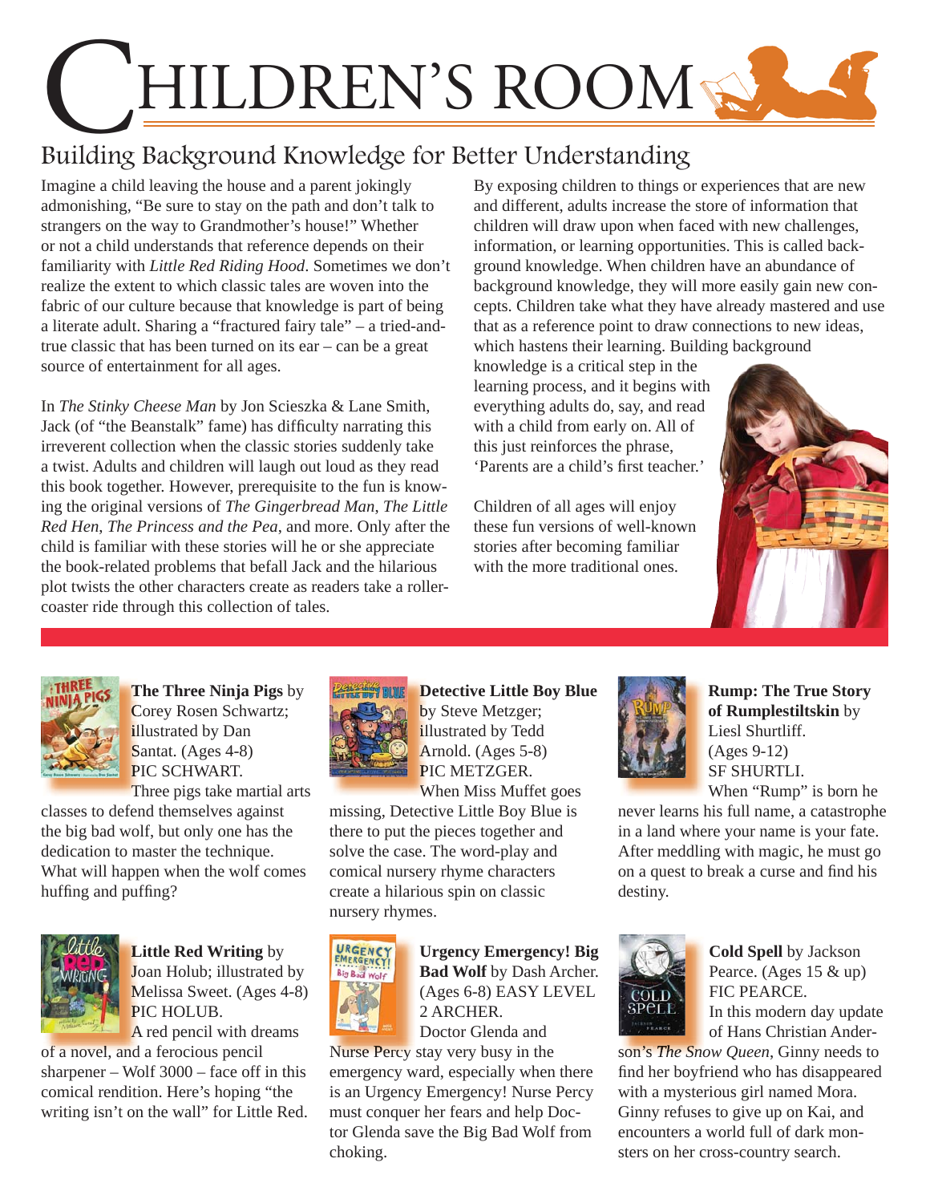# CHILDREN'S ROOM

## Building Background Knowledge for Better Understanding

Imagine a child leaving the house and a parent jokingly admonishing, "Be sure to stay on the path and don't talk to strangers on the way to Grandmother's house!" Whether or not a child understands that reference depends on their familiarity with *Little Red Riding Hood*. Sometimes we don't realize the extent to which classic tales are woven into the fabric of our culture because that knowledge is part of being a literate adult. Sharing a "fractured fairy tale" – a tried-and-true classic that has been turned on its ear – can be a great source of entertainment for all ages.

In *The Stinky Cheese Man* by Jon Scieszka & Lane Smith, Jack (of "the Beanstalk" fame) has difficulty narrating this irreverent collection when the classic stories suddenly take a twist. Adults and children will laugh out loud as they read this book together. However, prerequisite to the fun is knowing the original versions of *The Gingerbread Man*, *The Little Red Hen*, *The Princess and the Pea*, and more. Only after the child is familiar with these stories will he or she appreciate the book-related problems that befall Jack and the hilarious plot twists the other characters create as readers take a roller-coaster ride through this collection of tales.

By exposing children to things or experiences that are new and different, adults increase the store of information that children will draw upon when faced with new challenges, information, or learning opportunities. This is called background knowledge. When children have an abundance of background knowledge, they will more easily gain new concepts. Children take what they have already mastered and use that as a reference point to draw connections to new ideas, which hastens their learning. Building background knowledge is a critical step in the learning process, and it begins with everything adults do, say, and read with a child from early on. All of this just reinforces the phrase, 'Parents are a child's first teacher.'

Children of all ages will enjoy these fun versions of well-known stories after becoming familiar with the more traditional ones.

**The Three Ninja Pigs** by Corey Rosen Schwartz; illustrated by Dan Santat. (Ages 4-8) PIC SCHWART.
Three pigs take martial arts classes to defend themselves against the big bad wolf, but only one has the dedication to master the technique. What will happen when the wolf comes huffing and puffing?

**Detective Little Boy Blue** by Steve Metzger; illustrated by Tedd Arnold. (Ages 5-8) PIC METZGER.
When Miss Muffet goes missing, Detective Little Boy Blue is there to put the pieces together and solve the case. The word-play and comical nursery rhyme characters create a hilarious spin on classic nursery rhymes.

**Rump: The True Story of Rumplestiltskin** by Liesl Shurtliff. (Ages 9-12) SF SHURTLI.
When "Rump" is born he never learns his full name, a catastrophe in a land where your name is your fate. After meddling with magic, he must go on a quest to break a curse and find his destiny.

**Little Red Writing** by Joan Holub; illustrated by Melissa Sweet. (Ages 4-8) PIC HOLUB.
A red pencil with dreams of a novel, and a ferocious pencil sharpener – Wolf 3000 – face off in this comical rendition. Here's hoping "the writing isn't on the wall" for Little Red.

**Urgency Emergency! Big Bad Wolf** by Dash Archer. (Ages 6-8) EASY LEVEL 2 ARCHER.
Doctor Glenda and Nurse Percy stay very busy in the emergency ward, especially when there is an Urgency Emergency! Nurse Percy must conquer her fears and help Doctor Glenda save the Big Bad Wolf from choking.

**Cold Spell** by Jackson Pearce. (Ages 15 & up) FIC PEARCE.
In this modern day update of Hans Christian Andersson's *The Snow Queen*, Ginny needs to find her boyfriend who has disappeared with a mysterious girl named Mora. Ginny refuses to give up on Kai, and encounters a world full of dark monsters on her cross-country search.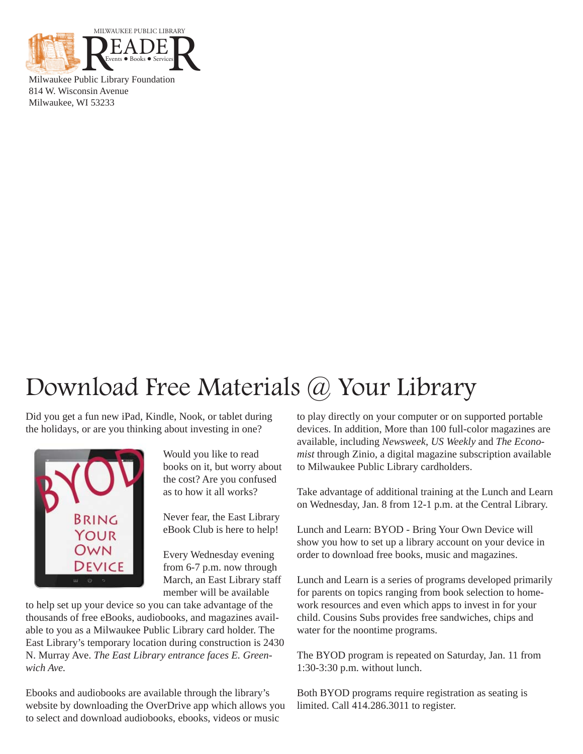MILWAUKEE PUBLIC LIBRARY

READER

Events • Books • Services

Milwaukee Public Library Foundation
814 W. Wisconsin Avenue
Milwaukee, WI 53233

# Download Free Materials @ Your Library

Did you get a fun new iPad, Kindle, Nook, or tablet during the holidays, or are you thinking about investing in one?

BYOD

BRING YOUR OWN DEVICE

Would you like to read books on it, but worry about the cost? Are you confused as to how it all works?

Never fear, the East Library eBook Club is here to help!

Every Wednesday evening from 6-7 p.m. now through March, an East Library staff member will be available to help set up your device so you can take advantage of the thousands of free eBooks, audiobooks, and magazines available to you as a Milwaukee Public Library card holder. The East Library's temporary location during construction is 2430 N. Murray Ave. *The East Library entrance faces E. Greenwich Ave.*

Ebooks and audiobooks are available through the library's website by downloading the OverDrive app which allows you to select and download audiobooks, ebooks, videos or music to play directly on your computer or on supported portable devices. In addition, More than 100 full-color magazines are available, including *Newsweek*, *US Weekly* and *The Economist* through Zinio, a digital magazine subscription available to Milwaukee Public Library cardholders.

Take advantage of additional training at the Lunch and Learn on Wednesday, Jan. 8 from 12-1 p.m. at the Central Library.

Lunch and Learn: BYOD - Bring Your Own Device will show you how to set up a library account on your device in order to download free books, music and magazines.

Lunch and Learn is a series of programs developed primarily for parents on topics ranging from book selection to homework resources and even which apps to invest in for your child. Cousins Subs provides free sandwiches, chips and water for the noontime programs.

The BYOD program is repeated on Saturday, Jan. 11 from 1:30-3:30 p.m. without lunch.

Both BYOD programs require registration as seating is limited. Call 414.286.3011 to register.